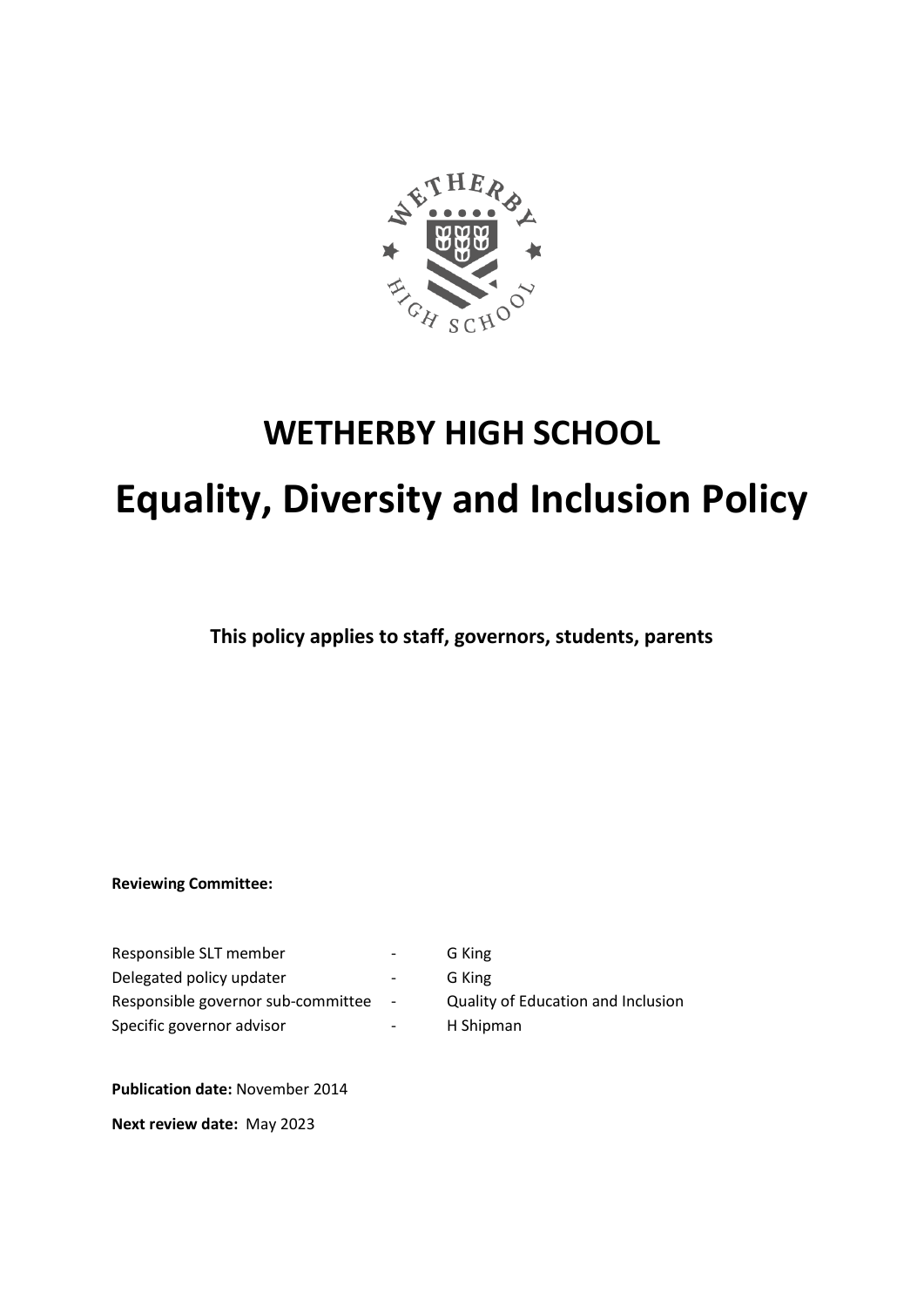# WETHERBY HIGH SCHOOL

# Equality, Diversity and Inclusion Policy

**This policy applies to staff, governors, students, parents**

**Reviewing Committee:**

| | | |
|---|---|---|
| Responsible SLT member | - | G King |
| Delegated policy updater | - | G King |
| Responsible governor sub-committee | - | Quality of Education and Inclusion |
| Specific governor advisor | - | H Shipman |

**Publication date:** November 2014

**Next review date:** May 2023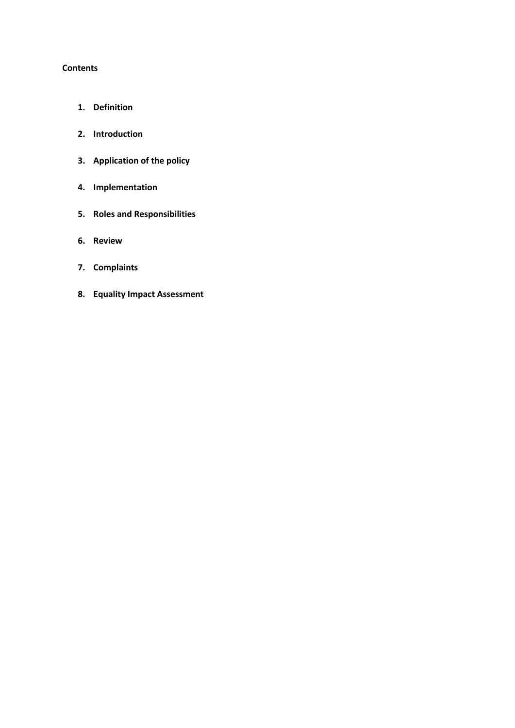**Contents**

1. **Definition**
2. **Introduction**
3. **Application of the policy**
4. **Implementation**
5. **Roles and Responsibilities**
6. **Review**
7. **Complaints**
8. **Equality Impact Assessment**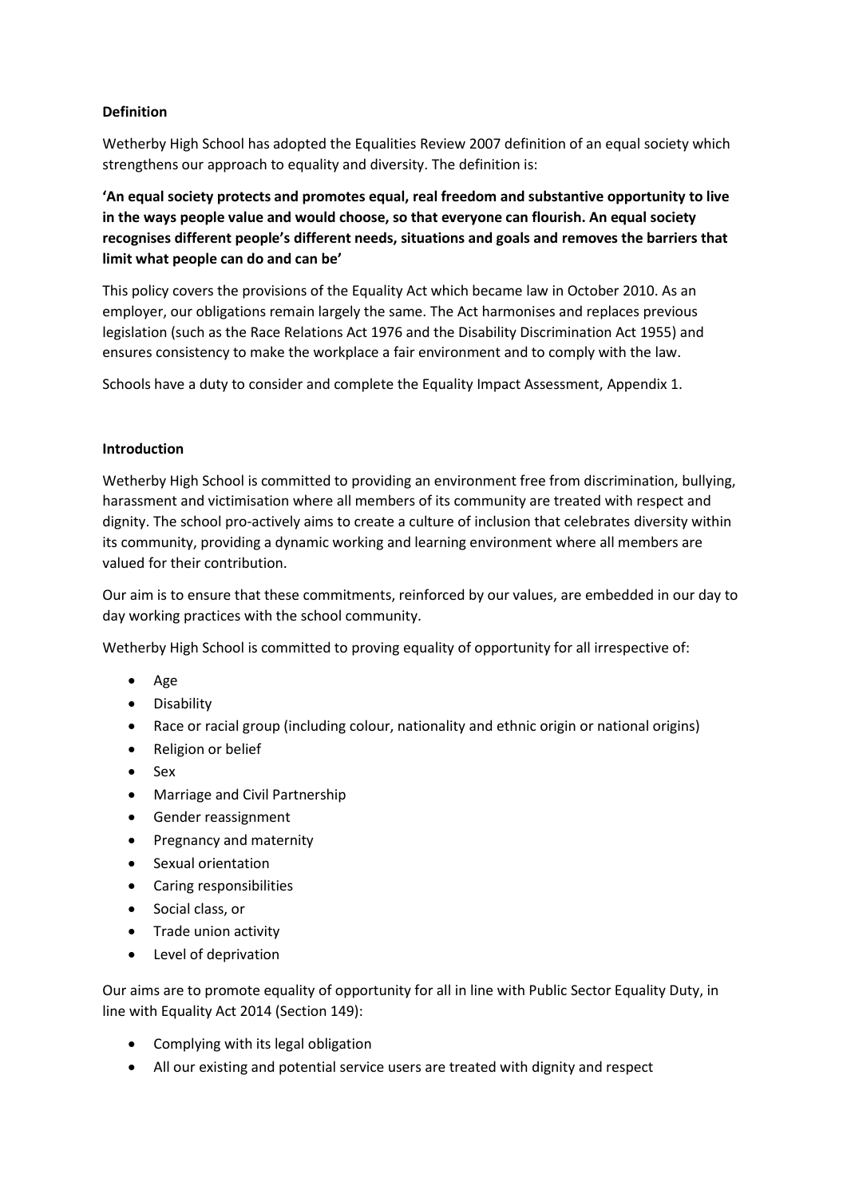**Definition**

Wetherby High School has adopted the Equalities Review 2007 definition of an equal society which strengthens our approach to equality and diversity. The definition is:

**'An equal society protects and promotes equal, real freedom and substantive opportunity to live in the ways people value and would choose, so that everyone can flourish. An equal society recognises different people's different needs, situations and goals and removes the barriers that limit what people can do and can be'**

This policy covers the provisions of the Equality Act which became law in October 2010. As an employer, our obligations remain largely the same. The Act harmonises and replaces previous legislation (such as the Race Relations Act 1976 and the Disability Discrimination Act 1955) and ensures consistency to make the workplace a fair environment and to comply with the law.

Schools have a duty to consider and complete the Equality Impact Assessment, Appendix 1.

**Introduction**

Wetherby High School is committed to providing an environment free from discrimination, bullying, harassment and victimisation where all members of its community are treated with respect and dignity. The school pro-actively aims to create a culture of inclusion that celebrates diversity within its community, providing a dynamic working and learning environment where all members are valued for their contribution.

Our aim is to ensure that these commitments, reinforced by our values, are embedded in our day to day working practices with the school community.

Wetherby High School is committed to proving equality of opportunity for all irrespective of:

- Age
- Disability
- Race or racial group (including colour, nationality and ethnic origin or national origins)
- Religion or belief
- Sex
- Marriage and Civil Partnership
- Gender reassignment
- Pregnancy and maternity
- Sexual orientation
- Caring responsibilities
- Social class, or
- Trade union activity
- Level of deprivation

Our aims are to promote equality of opportunity for all in line with Public Sector Equality Duty, in line with Equality Act 2014 (Section 149):

- Complying with its legal obligation
- All our existing and potential service users are treated with dignity and respect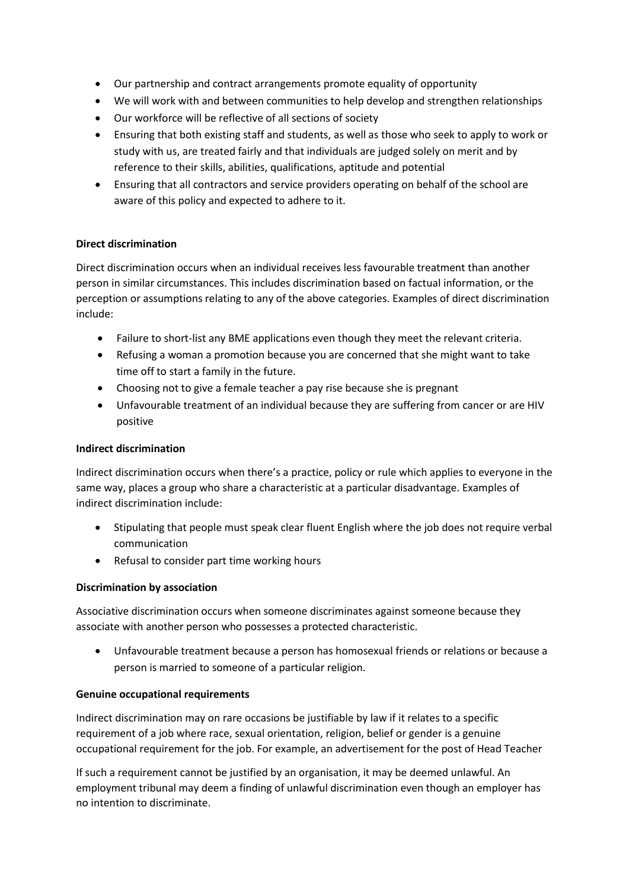- Our partnership and contract arrangements promote equality of opportunity
- We will work with and between communities to help develop and strengthen relationships
- Our workforce will be reflective of all sections of society
- Ensuring that both existing staff and students, as well as those who seek to apply to work or study with us, are treated fairly and that individuals are judged solely on merit and by reference to their skills, abilities, qualifications, aptitude and potential
- Ensuring that all contractors and service providers operating on behalf of the school are aware of this policy and expected to adhere to it.

**Direct discrimination**

Direct discrimination occurs when an individual receives less favourable treatment than another person in similar circumstances. This includes discrimination based on factual information, or the perception or assumptions relating to any of the above categories. Examples of direct discrimination include:

- Failure to short-list any BME applications even though they meet the relevant criteria.
- Refusing a woman a promotion because you are concerned that she might want to take time off to start a family in the future.
- Choosing not to give a female teacher a pay rise because she is pregnant
- Unfavourable treatment of an individual because they are suffering from cancer or are HIV positive

**Indirect discrimination**

Indirect discrimination occurs when there's a practice, policy or rule which applies to everyone in the same way, places a group who share a characteristic at a particular disadvantage. Examples of indirect discrimination include:

- Stipulating that people must speak clear fluent English where the job does not require verbal communication
- Refusal to consider part time working hours

**Discrimination by association**

Associative discrimination occurs when someone discriminates against someone because they associate with another person who possesses a protected characteristic.

- Unfavourable treatment because a person has homosexual friends or relations or because a person is married to someone of a particular religion.

**Genuine occupational requirements**

Indirect discrimination may on rare occasions be justifiable by law if it relates to a specific requirement of a job where race, sexual orientation, religion, belief or gender is a genuine occupational requirement for the job. For example, an advertisement for the post of Head Teacher

If such a requirement cannot be justified by an organisation, it may be deemed unlawful. An employment tribunal may deem a finding of unlawful discrimination even though an employer has no intention to discriminate.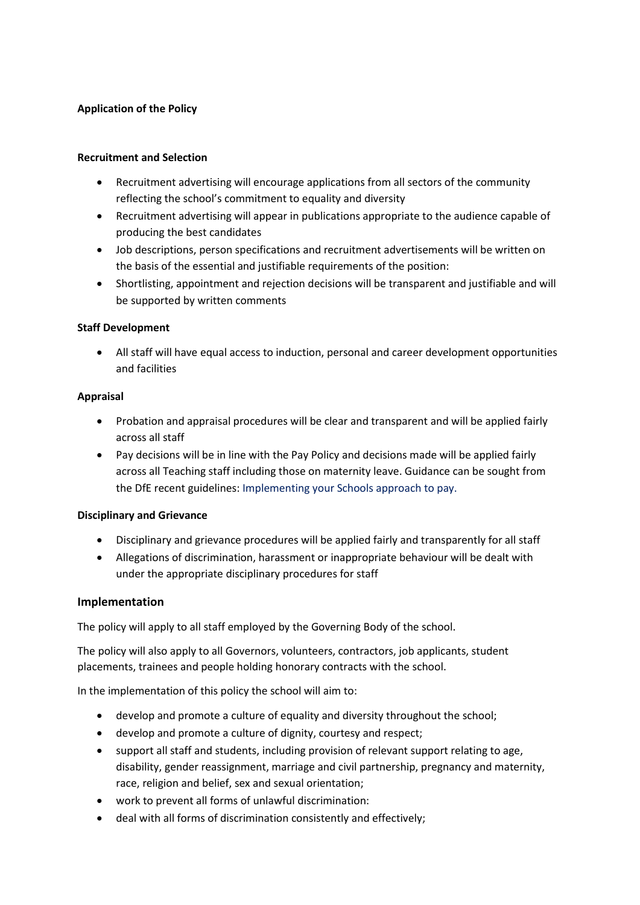**Application of the Policy**

**Recruitment and Selection**

- Recruitment advertising will encourage applications from all sectors of the community reflecting the school's commitment to equality and diversity
- Recruitment advertising will appear in publications appropriate to the audience capable of producing the best candidates
- Job descriptions, person specifications and recruitment advertisements will be written on the basis of the essential and justifiable requirements of the position:
- Shortlisting, appointment and rejection decisions will be transparent and justifiable and will be supported by written comments

**Staff Development**

- All staff will have equal access to induction, personal and career development opportunities and facilities

**Appraisal**

- Probation and appraisal procedures will be clear and transparent and will be applied fairly across all staff
- Pay decisions will be in line with the Pay Policy and decisions made will be applied fairly across all Teaching staff including those on maternity leave. Guidance can be sought from the DfE recent guidelines: Implementing your Schools approach to pay.

**Disciplinary and Grievance**

- Disciplinary and grievance procedures will be applied fairly and transparently for all staff
- Allegations of discrimination, harassment or inappropriate behaviour will be dealt with under the appropriate disciplinary procedures for staff

## Implementation

The policy will apply to all staff employed by the Governing Body of the school.

The policy will also apply to all Governors, volunteers, contractors, job applicants, student placements, trainees and people holding honorary contracts with the school.

In the implementation of this policy the school will aim to:

- develop and promote a culture of equality and diversity throughout the school;
- develop and promote a culture of dignity, courtesy and respect;
- support all staff and students, including provision of relevant support relating to age, disability, gender reassignment, marriage and civil partnership, pregnancy and maternity, race, religion and belief, sex and sexual orientation;
- work to prevent all forms of unlawful discrimination:
- deal with all forms of discrimination consistently and effectively;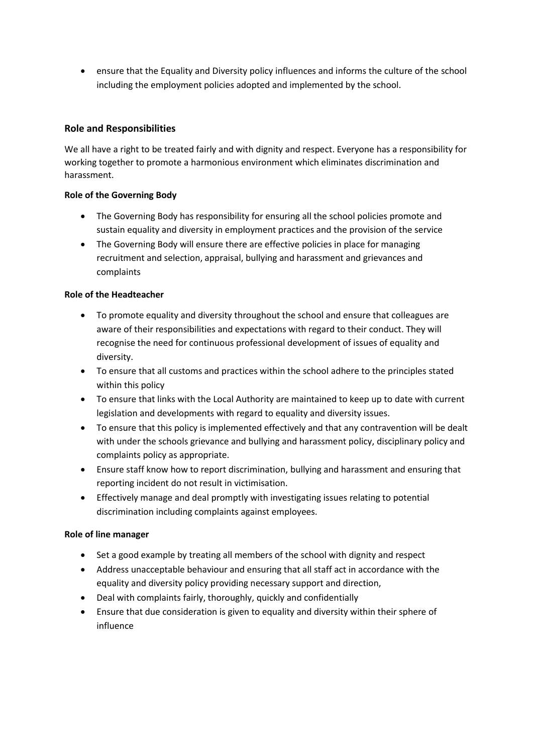- ensure that the Equality and Diversity policy influences and informs the culture of the school including the employment policies adopted and implemented by the school.

## Role and Responsibilities

We all have a right to be treated fairly and with dignity and respect. Everyone has a responsibility for working together to promote a harmonious environment which eliminates discrimination and harassment.

**Role of the Governing Body**

- The Governing Body has responsibility for ensuring all the school policies promote and sustain equality and diversity in employment practices and the provision of the service
- The Governing Body will ensure there are effective policies in place for managing recruitment and selection, appraisal, bullying and harassment and grievances and complaints

**Role of the Headteacher**

- To promote equality and diversity throughout the school and ensure that colleagues are aware of their responsibilities and expectations with regard to their conduct. They will recognise the need for continuous professional development of issues of equality and diversity.
- To ensure that all customs and practices within the school adhere to the principles stated within this policy
- To ensure that links with the Local Authority are maintained to keep up to date with current legislation and developments with regard to equality and diversity issues.
- To ensure that this policy is implemented effectively and that any contravention will be dealt with under the schools grievance and bullying and harassment policy, disciplinary policy and complaints policy as appropriate.
- Ensure staff know how to report discrimination, bullying and harassment and ensuring that reporting incident do not result in victimisation.
- Effectively manage and deal promptly with investigating issues relating to potential discrimination including complaints against employees.

**Role of line manager**

- Set a good example by treating all members of the school with dignity and respect
- Address unacceptable behaviour and ensuring that all staff act in accordance with the equality and diversity policy providing necessary support and direction,
- Deal with complaints fairly, thoroughly, quickly and confidentially
- Ensure that due consideration is given to equality and diversity within their sphere of influence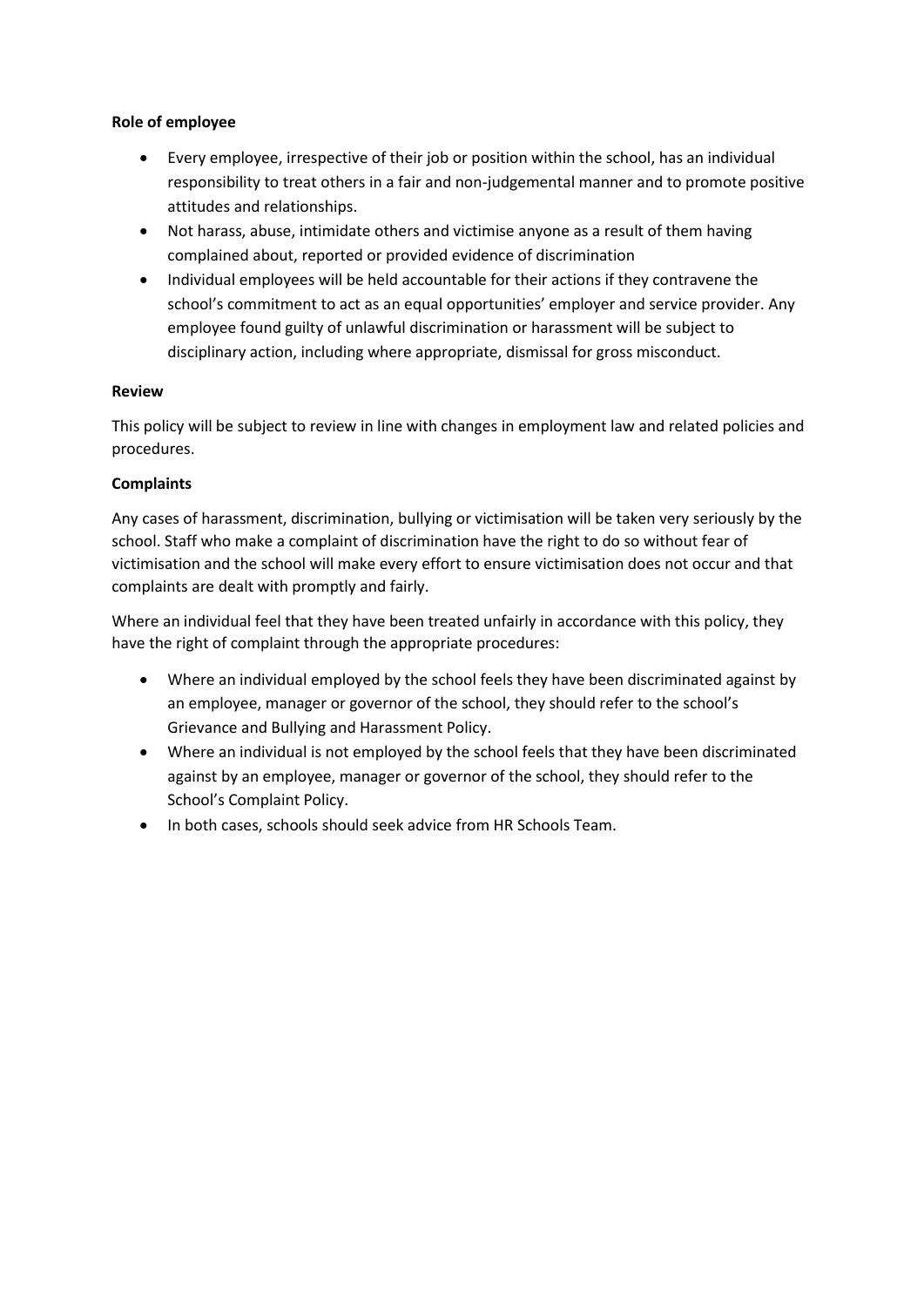**Role of employee**

- Every employee, irrespective of their job or position within the school, has an individual responsibility to treat others in a fair and non-judgemental manner and to promote positive attitudes and relationships.
- Not harass, abuse, intimidate others and victimise anyone as a result of them having complained about, reported or provided evidence of discrimination
- Individual employees will be held accountable for their actions if they contravene the school's commitment to act as an equal opportunities' employer and service provider. Any employee found guilty of unlawful discrimination or harassment will be subject to disciplinary action, including where appropriate, dismissal for gross misconduct.

**Review**

This policy will be subject to review in line with changes in employment law and related policies and procedures.

**Complaints**

Any cases of harassment, discrimination, bullying or victimisation will be taken very seriously by the school. Staff who make a complaint of discrimination have the right to do so without fear of victimisation and the school will make every effort to ensure victimisation does not occur and that complaints are dealt with promptly and fairly.

Where an individual feel that they have been treated unfairly in accordance with this policy, they have the right of complaint through the appropriate procedures:

- Where an individual employed by the school feels they have been discriminated against by an employee, manager or governor of the school, they should refer to the school's Grievance and Bullying and Harassment Policy.
- Where an individual is not employed by the school feels that they have been discriminated against by an employee, manager or governor of the school, they should refer to the School's Complaint Policy.
- In both cases, schools should seek advice from HR Schools Team.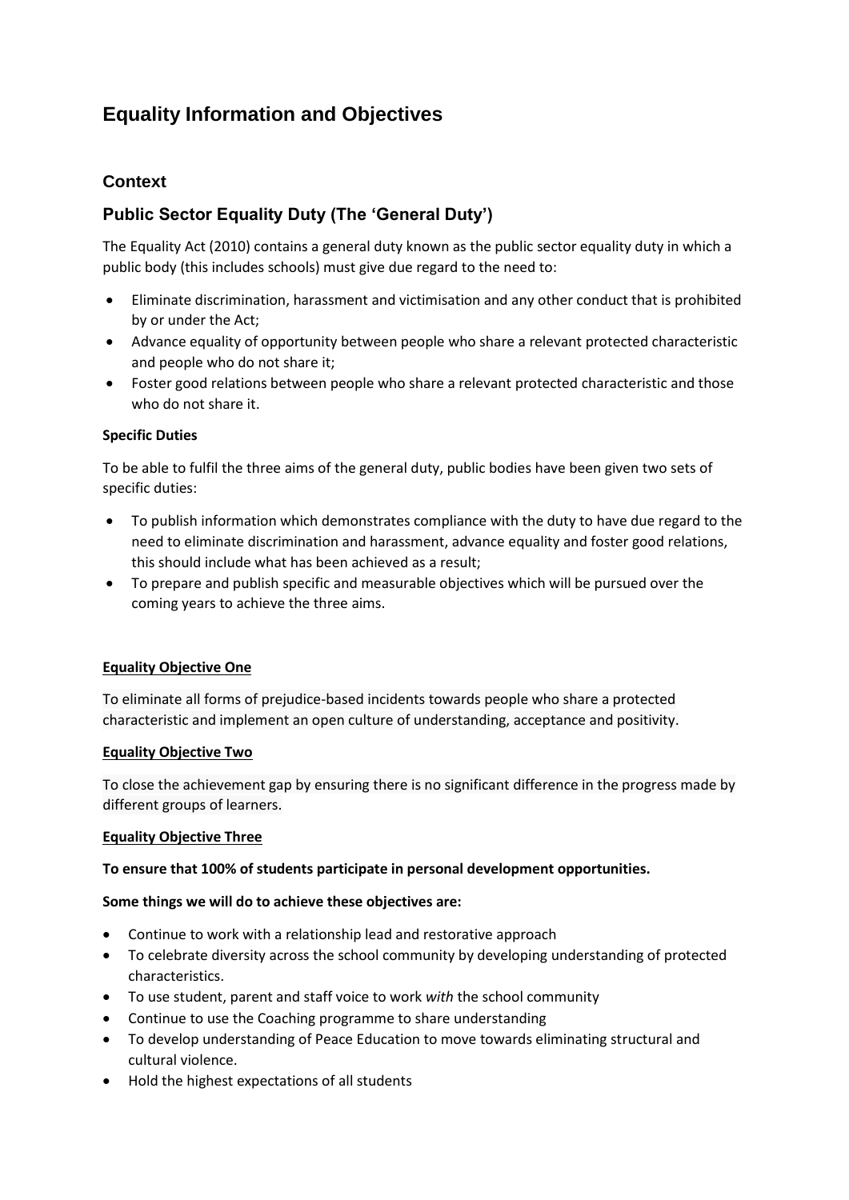# Equality Information and Objectives

## Context

## Public Sector Equality Duty (The 'General Duty')

The Equality Act (2010) contains a general duty known as the public sector equality duty in which a public body (this includes schools) must give due regard to the need to:

- Eliminate discrimination, harassment and victimisation and any other conduct that is prohibited by or under the Act;
- Advance equality of opportunity between people who share a relevant protected characteristic and people who do not share it;
- Foster good relations between people who share a relevant protected characteristic and those who do not share it.

**Specific Duties**

To be able to fulfil the three aims of the general duty, public bodies have been given two sets of specific duties:

- To publish information which demonstrates compliance with the duty to have due regard to the need to eliminate discrimination and harassment, advance equality and foster good relations, this should include what has been achieved as a result;
- To prepare and publish specific and measurable objectives which will be pursued over the coming years to achieve the three aims.

**Equality Objective One**

To eliminate all forms of prejudice-based incidents towards people who share a protected characteristic and implement an open culture of understanding, acceptance and positivity.

**Equality Objective Two**

To close the achievement gap by ensuring there is no significant difference in the progress made by different groups of learners.

**Equality Objective Three**

**To ensure that 100% of students participate in personal development opportunities.**

**Some things we will do to achieve these objectives are:**

- Continue to work with a relationship lead and restorative approach
- To celebrate diversity across the school community by developing understanding of protected characteristics.
- To use student, parent and staff voice to work *with* the school community
- Continue to use the Coaching programme to share understanding
- To develop understanding of Peace Education to move towards eliminating structural and cultural violence.
- Hold the highest expectations of all students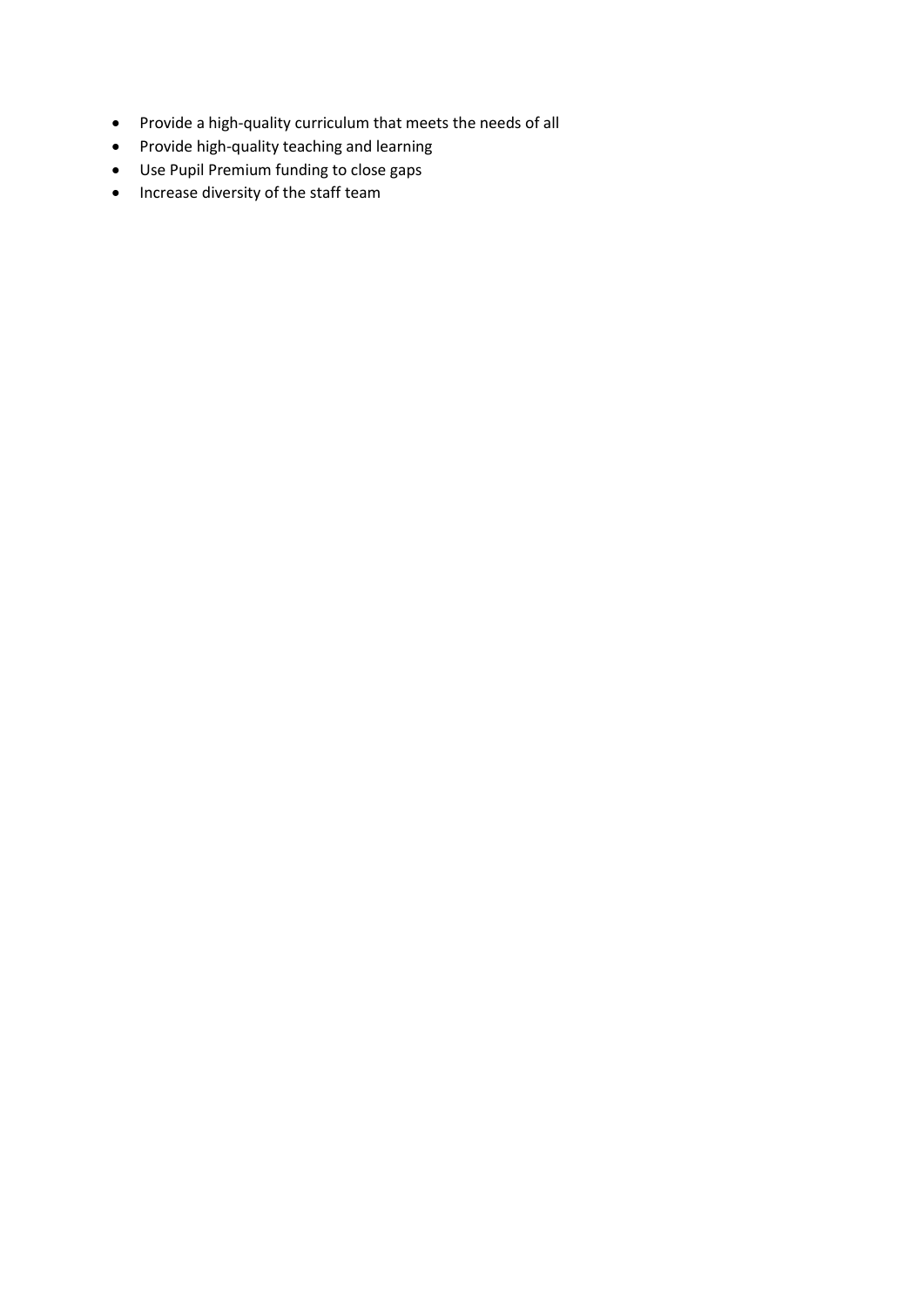- Provide a high-quality curriculum that meets the needs of all
- Provide high-quality teaching and learning
- Use Pupil Premium funding to close gaps
- Increase diversity of the staff team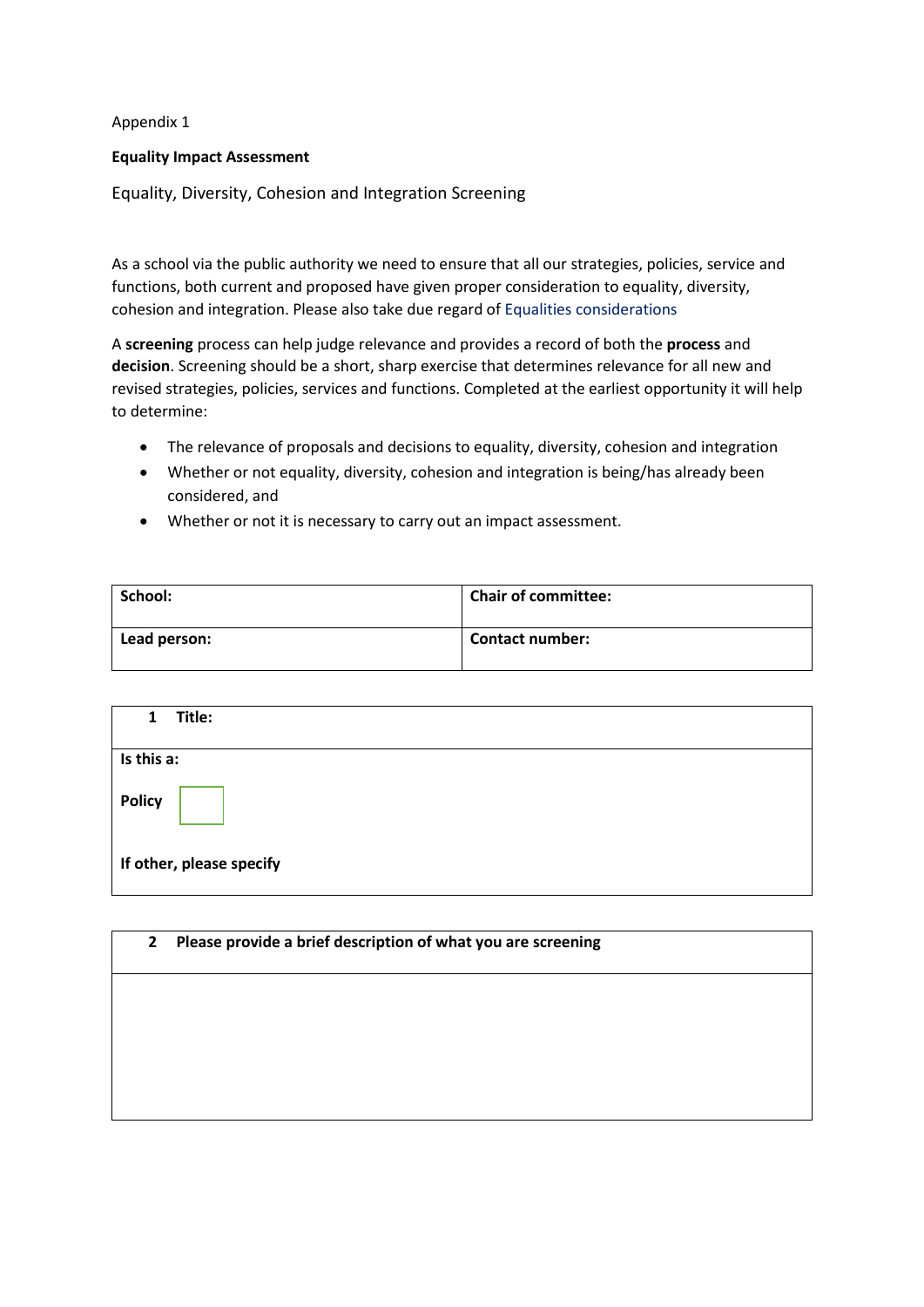Appendix 1

**Equality Impact Assessment**

Equality, Diversity, Cohesion and Integration Screening

As a school via the public authority we need to ensure that all our strategies, policies, service and functions, both current and proposed have given proper consideration to equality, diversity, cohesion and integration. Please also take due regard of Equalities considerations

A **screening** process can help judge relevance and provides a record of both the **process** and **decision**. Screening should be a short, sharp exercise that determines relevance for all new and revised strategies, policies, services and functions. Completed at the earliest opportunity it will help to determine:

- The relevance of proposals and decisions to equality, diversity, cohesion and integration
- Whether or not equality, diversity, cohesion and integration is being/has already been considered, and
- Whether or not it is necessary to carry out an impact assessment.

| **School:** | **Chair of committee:** |
|---|---|
| **Lead person:** | **Contact number:** |

| **1 Title:** |
|---|
| **Is this a:**<br><br>**Policy** ☐<br><br>**If other, please specify** |

| **2 Please provide a brief description of what you are screening** |
|---|
| |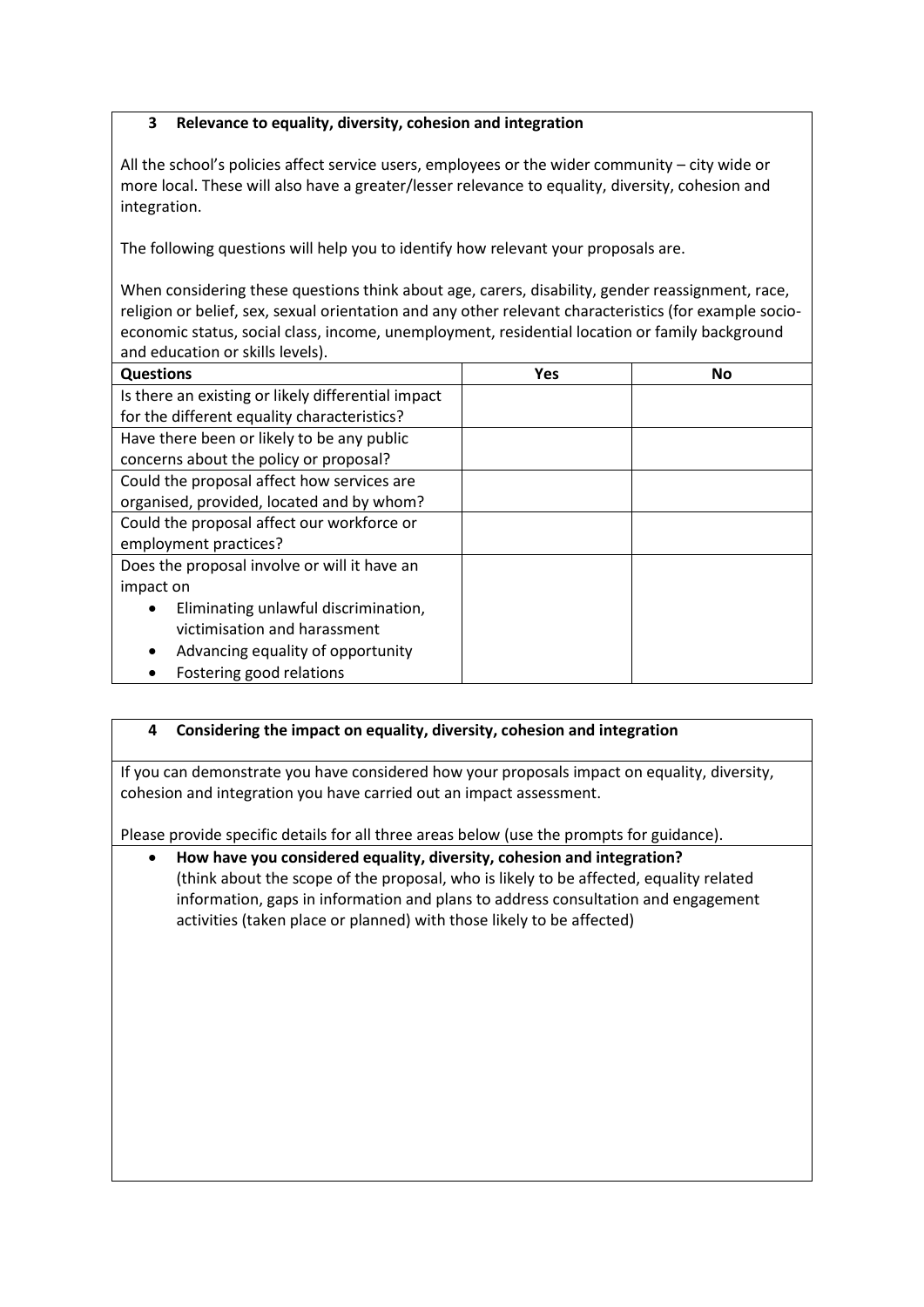### 3 Relevance to equality, diversity, cohesion and integration

All the school's policies affect service users, employees or the wider community – city wide or more local. These will also have a greater/lesser relevance to equality, diversity, cohesion and integration.

The following questions will help you to identify how relevant your proposals are.

When considering these questions think about age, carers, disability, gender reassignment, race, religion or belief, sex, sexual orientation and any other relevant characteristics (for example socio-economic status, social class, income, unemployment, residential location or family background and education or skills levels).

| Questions | Yes | No |
|---|---|---|
| Is there an existing or likely differential impact for the different equality characteristics? | | |
| Have there been or likely to be any public concerns about the policy or proposal? | | |
| Could the proposal affect how services are organised, provided, located and by whom? | | |
| Could the proposal affect our workforce or employment practices? | | |
| Does the proposal involve or will it have an impact on<br>• Eliminating unlawful discrimination, victimisation and harassment<br>• Advancing equality of opportunity<br>• Fostering good relations | | |

### 4 Considering the impact on equality, diversity, cohesion and integration

If you can demonstrate you have considered how your proposals impact on equality, diversity, cohesion and integration you have carried out an impact assessment.

Please provide specific details for all three areas below (use the prompts for guidance).

- **How have you considered equality, diversity, cohesion and integration?** (think about the scope of the proposal, who is likely to be affected, equality related information, gaps in information and plans to address consultation and engagement activities (taken place or planned) with those likely to be affected)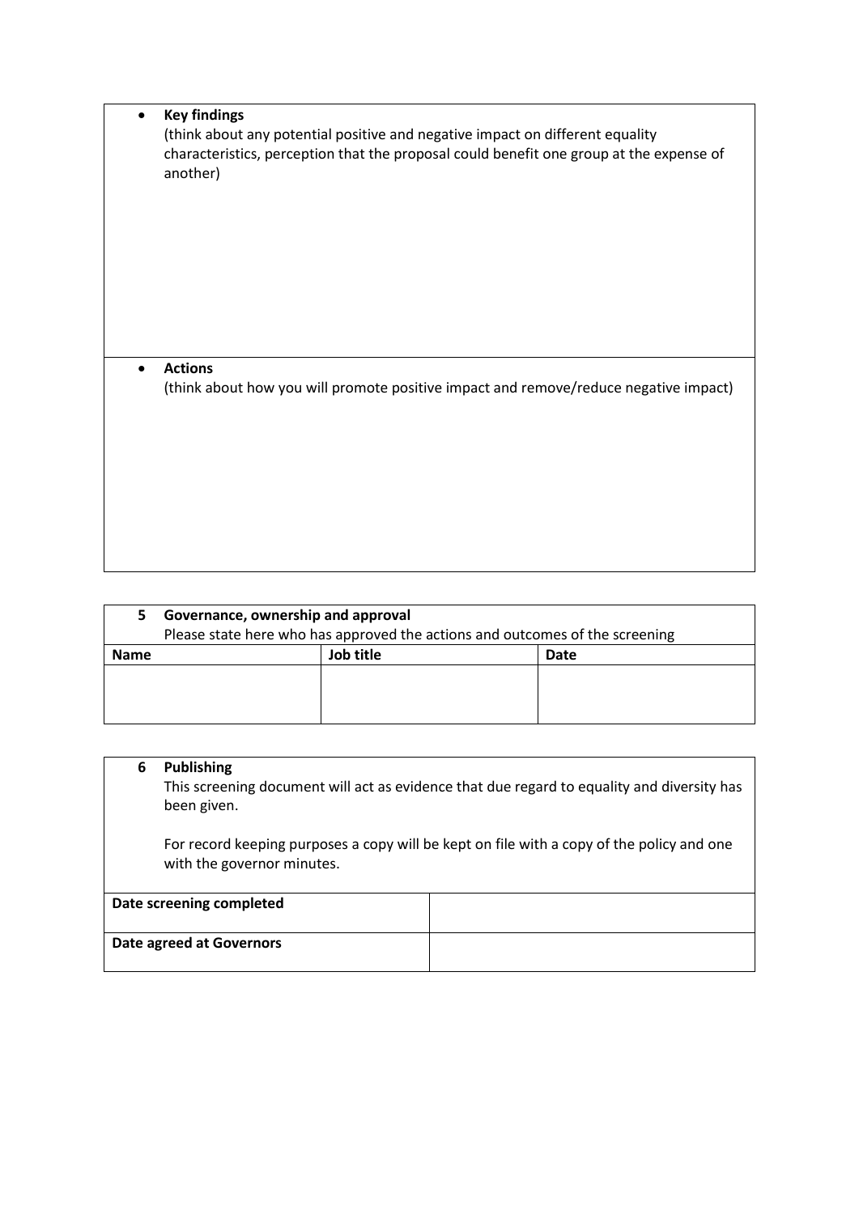- **Key findings**
  (think about any potential positive and negative impact on different equality characteristics, perception that the proposal could benefit one group at the expense of another)

- **Actions**
  (think about how you will promote positive impact and remove/reduce negative impact)

**5 Governance, ownership and approval**

Please state here who has approved the actions and outcomes of the screening

| Name | Job title | Date |
|---|---|---|
| | | |

**6 Publishing**

This screening document will act as evidence that due regard to equality and diversity has been given.

For record keeping purposes a copy will be kept on file with a copy of the policy and one with the governor minutes.

| | |
|---|---|
| **Date screening completed** | |
| **Date agreed at Governors** | |